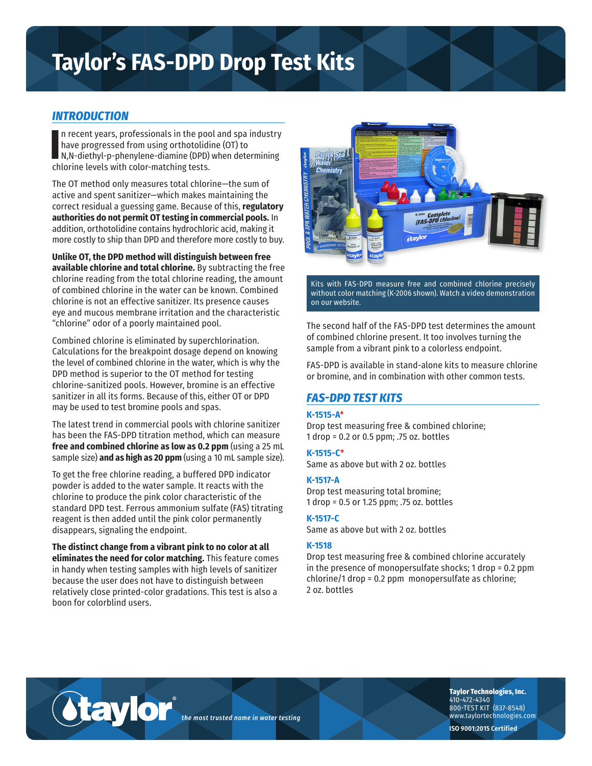# Taylor's FAS-DPD Drop Test Kits

## INTRODUCTION

In recent years, professionals in the pool and spa industry have progressed from using orthotolidine (OT) to N,N-diethyl-p-phenylene-diamine (DPD) when determining chlorine levels with color-matching tests.

The OT method only measures total chlorine—the sum of active and spent sanitizer—which makes maintaining the correct residual a guessing game. Because of this, **regulatory authorities do not permit OT testing in commercial pools.** In addition, orthotolidine contains hydrochloric acid, making it more costly to ship than DPD and therefore more costly to buy.

**Unlike OT, the DPD method will distinguish between free available chlorine and total chlorine.** By subtracting the free chlorine reading from the total chlorine reading, the amount of combined chlorine in the water can be known. Combined chlorine is not an effective sanitizer. Its presence causes eye and mucous membrane irritation and the characteristic "chlorine" odor of a poorly maintained pool.

Combined chlorine is eliminated by superchlorination. Calculations for the breakpoint dosage depend on knowing the level of combined chlorine in the water, which is why the DPD method is superior to the OT method for testing chlorine-sanitized pools. However, bromine is an effective sanitizer in all its forms. Because of this, either OT or DPD may be used to test bromine pools and spas.

The latest trend in commercial pools with chlorine sanitizer has been the FAS-DPD titration method, which can measure **free and combined chlorine as low as 0.2 ppm** (using a 25 mL sample size) **and as high as 20 ppm** (using a 10 mL sample size).

To get the free chlorine reading, a buffered DPD indicator powder is added to the water sample. It reacts with the chlorine to produce the pink color characteristic of the standard DPD test. Ferrous ammonium sulfate (FAS) titrating reagent is then added until the pink color permanently disappears, signaling the endpoint.

**The distinct change from a vibrant pink to no color at all eliminates the need for color matching.** This feature comes in handy when testing samples with high levels of sanitizer because the user does not have to distinguish between relatively close printed-color gradations. This test is also a boon for colorblind users.

Kits with FAS-DPD measure free and combined chlorine precisely without color matching (K-2006 shown). Watch a video demonstration on our website.

The second half of the FAS-DPD test determines the amount of combined chlorine present. It too involves turning the sample from a vibrant pink to a colorless endpoint.

FAS-DPD is available in stand-alone kits to measure chlorine or bromine, and in combination with other common tests.

## FAS-DPD TEST KITS

**K-1515-A***
Drop test measuring free & combined chlorine; 1 drop = 0.2 or 0.5 ppm; .75 oz. bottles

**K-1515-C***
Same as above but with 2 oz. bottles

**K-1517-A**
Drop test measuring total bromine; 1 drop = 0.5 or 1.25 ppm; .75 oz. bottles

**K-1517-C**
Same as above but with 2 oz. bottles

**K-1518**
Drop test measuring free & combined chlorine accurately in the presence of monopersulfate shocks; 1 drop = 0.2 ppm chlorine/1 drop = 0.2 ppm monopersulfate as chlorine; 2 oz. bottles

Taylor Technologies, Inc.
410-472-4340
800-TEST KIT (837-8548)
www.taylortechnologies.com
ISO 9001:2015 Certified

taylor® *the most trusted name in water testing*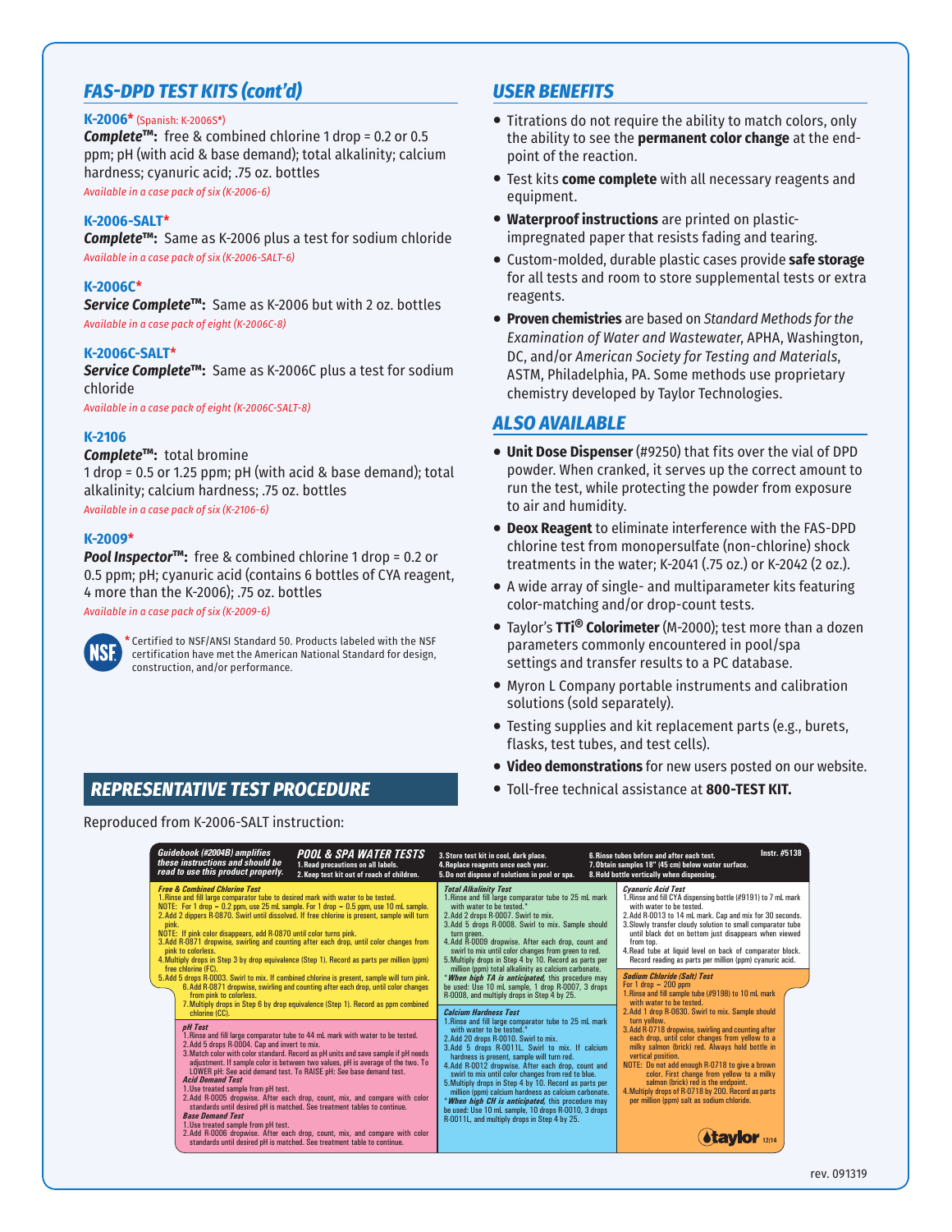## FAS-DPD TEST KITS (cont'd)

**K-2006*** (Spanish: K-2006S*)

***Complete™:*** free & combined chlorine 1 drop = 0.2 or 0.5 ppm; pH (with acid & base demand); total alkalinity; calcium hardness; cyanuric acid; .75 oz. bottles

*Available in a case pack of six (K-2006-6)*

**K-2006-SALT***

***Complete™:*** Same as K-2006 plus a test for sodium chloride

*Available in a case pack of six (K-2006-SALT-6)*

**K-2006C***

***Service Complete™:*** Same as K-2006 but with 2 oz. bottles

*Available in a case pack of eight (K-2006C-8)*

**K-2006C-SALT***

***Service Complete™:*** Same as K-2006C plus a test for sodium chloride

*Available in a case pack of eight (K-2006C-SALT-8)*

**K-2106**

***Complete™:*** total bromine

1 drop = 0.5 or 1.25 ppm; pH (with acid & base demand); total alkalinity; calcium hardness; .75 oz. bottles

*Available in a case pack of six (K-2106-6)*

**K-2009***

***Pool Inspector™:*** free & combined chlorine 1 drop = 0.2 or 0.5 ppm; pH; cyanuric acid (contains 6 bottles of CYA reagent, 4 more than the K-2006); .75 oz. bottles

*Available in a case pack of six (K-2009-6)*

NSF *Certified to NSF/ANSI Standard 50. Products labeled with the NSF certification have met the American National Standard for design, construction, and/or performance.

## USER BENEFITS

- Titrations do not require the ability to match colors, only the ability to see the **permanent color change** at the end-point of the reaction.
- Test kits **come complete** with all necessary reagents and equipment.
- **Waterproof instructions** are printed on plastic-impregnated paper that resists fading and tearing.
- Custom-molded, durable plastic cases provide **safe storage** for all tests and room to store supplemental tests or extra reagents.
- **Proven chemistries** are based on *Standard Methods for the Examination of Water and Wastewater*, APHA, Washington, DC, and/or *American Society for Testing and Materials*, ASTM, Philadelphia, PA. Some methods use proprietary chemistry developed by Taylor Technologies.

## ALSO AVAILABLE

- **Unit Dose Dispenser** (#9250) that fits over the vial of DPD powder. When cranked, it serves up the correct amount to run the test, while protecting the powder from exposure to air and humidity.
- **Deox Reagent** to eliminate interference with the FAS-DPD chlorine test from monopersulfate (non-chlorine) shock treatments in the water; K-2041 (.75 oz.) or K-2042 (2 oz.).
- A wide array of single- and multiparameter kits featuring color-matching and/or drop-count tests.
- Taylor's **TTi® Colorimeter** (M-2000); test more than a dozen parameters commonly encountered in pool/spa settings and transfer results to a PC database.
- Myron L Company portable instruments and calibration solutions (sold separately).
- Testing supplies and kit replacement parts (e.g., burets, flasks, test tubes, and test cells).
- **Video demonstrations** for new users posted on our website.
- Toll-free technical assistance at **800-TEST KIT.**

## REPRESENTATIVE TEST PROCEDURE

Reproduced from K-2006-SALT instruction:

***Guidebook (#2004B) amplifies these instructions and should be read to use this product properly.***

***POOL & SPA WATER TESTS***
1. Read precautions on all labels.
2. Keep test kit out of reach of children.
3. Store test kit in cool, dark place.
4. Replace reagents once each year.
5. Do not dispose of solutions in pool or spa.
6. Rinse tubes before and after each test.
7. Obtain samples 18" (45 cm) below water surface.
8. Hold bottle vertically when dispensing.

Instr. #5138

***Free & Combined Chlorine Test***
1. Rinse and fill large comparator tube to desired mark with water to be tested.
NOTE: For 1 drop = 0.2 ppm, use 25 mL sample. For 1 drop = 0.5 ppm, use 10 mL sample.
2. Add 2 dippers R-0870. Swirl until dissolved. If free chlorine is present, sample will turn pink.
NOTE: If pink color disappears, add R-0870 until color turns pink.
3. Add R-0871 dropwise, swirling and counting after each drop, until color changes from pink to colorless.
4. Multiply drops in Step 3 by drop equivalence (Step 1). Record as parts per million (ppm) free chlorine (FC).
5. Add 5 drops R-0003. Swirl to mix. If combined chlorine is present, sample will turn pink.
6. Add R-0871 dropwise, swirling and counting after each drop, until color changes from pink to colorless.
7. Multiply drops in Step 6 by drop equivalence (Step 1). Record as ppm combined chlorine (CC).

***pH Test***
1. Rinse and fill large comparator tube to 44 mL mark with water to be tested.
2. Add 5 drops R-0004. Cap and invert to mix.
3. Match color with color standard. Record as pH units and save sample if pH needs adjustment. If sample color is between two values, pH is average of the two. To LOWER pH: See acid demand test. To RAISE pH: See base demand test.

***Acid Demand Test***
1. Use treated sample from pH test.
2. Add R-0005 dropwise. After each drop, count, mix, and compare with color standards until desired pH is matched. See treatment tables to continue.

***Base Demand Test***
1. Use treated sample from pH test.
2. Add R-0006 dropwise. After each drop, count, mix, and compare with color standards until desired pH is matched. See treatment table to continue.

***Total Alkalinity Test***
1. Rinse and fill large comparator tube to 25 mL mark with water to be tested.*
2. Add 2 drops R-0007. Swirl to mix.
3. Add 5 drops R-0008. Swirl to mix. Sample should turn green.
4. Add R-0009 dropwise. After each drop, count and swirl to mix until color changes from green to red.
5. Multiply drops in Step 4 by 10. Record as parts per million (ppm) total alkalinity as calcium carbonate.

****When high TA is anticipated,*** this procedure may be used: Use 10 mL sample, 1 drop R-0007, 3 drops R-0008, and multiply drops in Step 4 by 25.

***Calcium Hardness Test***
1. Rinse and fill large comparator tube to 25 mL mark with water to be tested.*
2. Add 20 drops R-0010. Swirl to mix.
3. Add 5 drops R-0011L. Swirl to mix. If calcium hardness is present, sample will turn red.
4. Add R-0012 dropwise. After each drop, count and swirl to mix until color changes from red to blue.
5. Multiply drops in Step 4 by 10. Record as parts per million (ppm) calcium hardness as calcium carbonate.

****When high CH is anticipated,*** this procedure may be used: Use 10 mL sample, 10 drops R-0010, 3 drops R-0011L, and multiply drops in Step 4 by 25.

***Cyanuric Acid Test***
1. Rinse and fill CYA dispensing bottle (#9191) to 7 mL mark with water to be tested.
2. Add R-0013 to 14 mL mark. Cap and mix for 30 seconds.
3. Slowly transfer cloudy solution to small comparator tube until black dot on bottom just disappears when viewed from top.
4. Read tube at liquid level on back of comparator block. Record reading as parts per million (ppm) cyanuric acid.

***Sodium Chloride (Salt) Test***
For 1 drop = 200 ppm
1. Rinse and fill sample tube (#9198) to 10 mL mark with water to be tested.
2. Add 1 drop R-0630. Swirl to mix. Sample should turn yellow.
3. Add R-0718 dropwise, swirling and counting after each drop, until color changes from yellow to a milky salmon (brick) red. Always hold bottle in vertical position.
NOTE: Do not add enough R-0718 to give a brown color. First change from yellow to a milky salmon (brick) red is the endpoint.
4. Multiply drops of R-0718 by 200. Record as parts per million (ppm) salt as sodium chloride.

taylor 12/14

rev. 091319